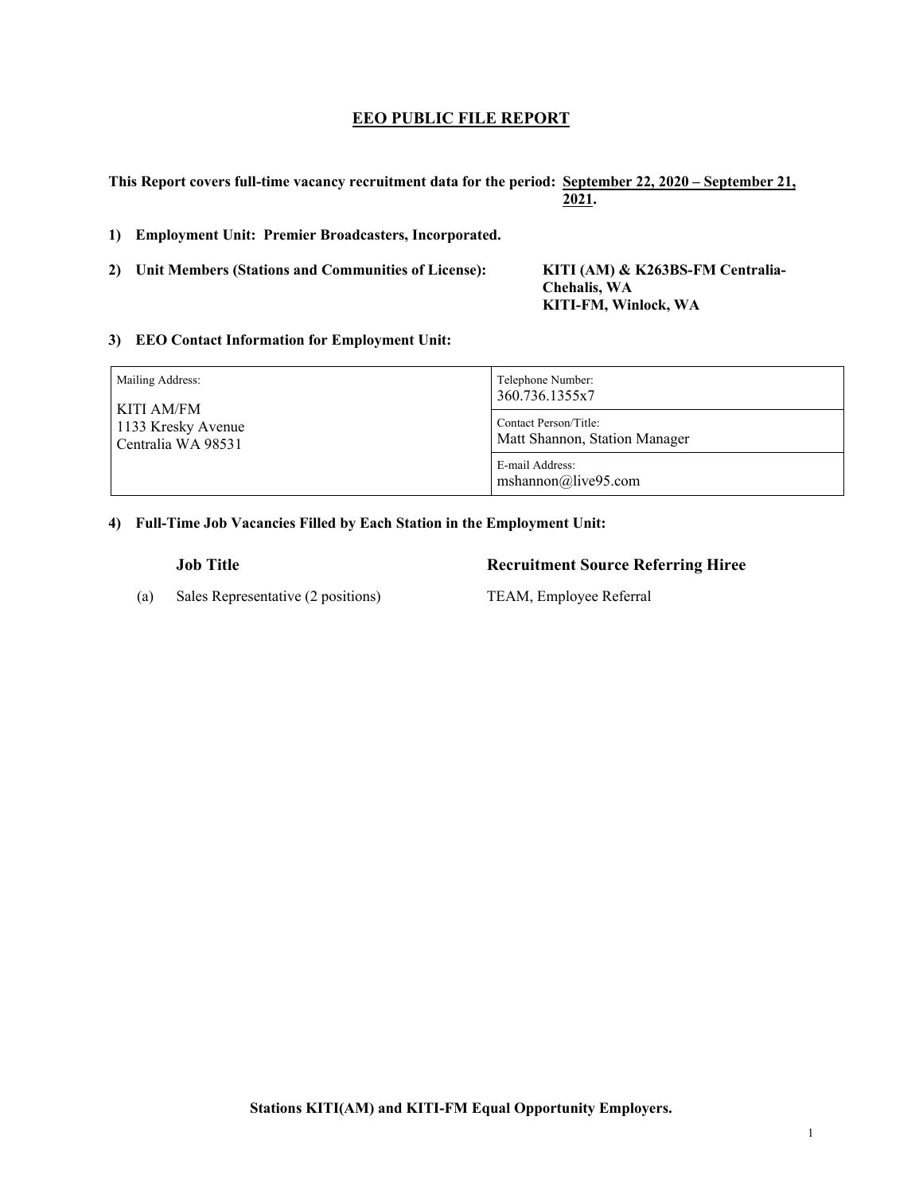# EEO PUBLIC FILE REPORT

**This Report covers full-time vacancy recruitment data for the period: September 22, 2020 – September 21, 2021.**

**1) Employment Unit: Premier Broadcasters, Incorporated.**

**2) Unit Members (Stations and Communities of License):** **KITI (AM) & K263BS-FM Centralia-Chehalis, WA**
**KITI-FM, Winlock, WA**

**3) EEO Contact Information for Employment Unit:**

| Mailing Address: | Telephone Number: 360.736.1355x7 |
|---|---|
| KITI AM/FM<br>1133 Kresky Avenue<br>Centralia WA 98531 | Contact Person/Title: Matt Shannon, Station Manager |
| | E-mail Address: mshannon@live95.com |

**4) Full-Time Job Vacancies Filled by Each Station in the Employment Unit:**

| | Job Title | Recruitment Source Referring Hiree |
|---|---|---|
| (a) | Sales Representative (2 positions) | TEAM, Employee Referral |

**Stations KITI(AM) and KITI-FM Equal Opportunity Employers.**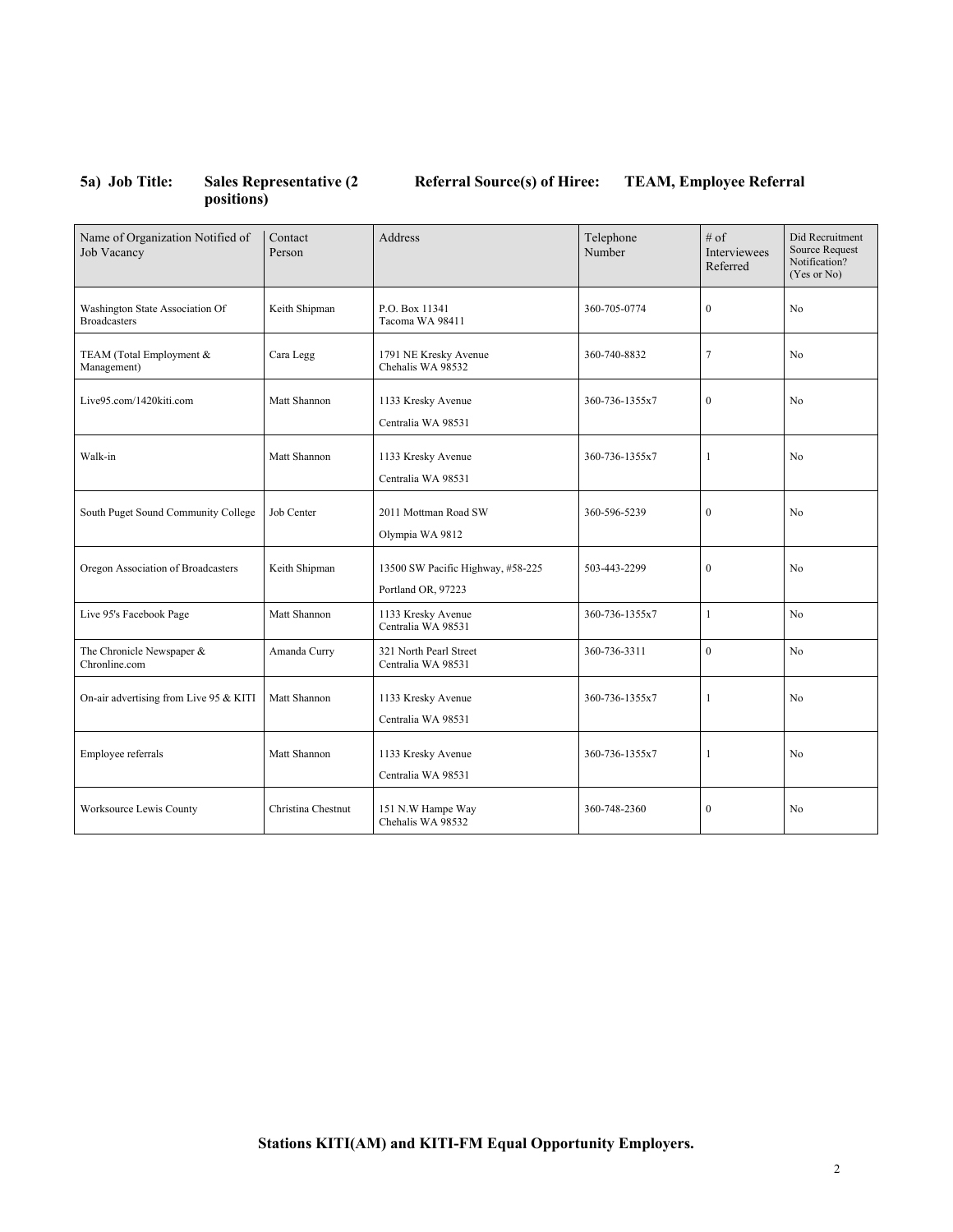**5a) Job Title: Sales Representative (2 positions)** **Referral Source(s) of Hiree: TEAM, Employee Referral**

| Name of Organization Notified of Job Vacancy | Contact Person | Address | Telephone Number | # of Interviewees Referred | Did Recruitment Source Request Notification? (Yes or No) |
|---|---|---|---|---|---|
| Washington State Association Of Broadcasters | Keith Shipman | P.O. Box 11341 Tacoma WA 98411 | 360-705-0774 | 0 | No |
| TEAM (Total Employment & Management) | Cara Legg | 1791 NE Kresky Avenue Chehalis WA 98532 | 360-740-8832 | 7 | No |
| Live95.com/1420kiti.com | Matt Shannon | 1133 Kresky Avenue Centralia WA 98531 | 360-736-1355x7 | 0 | No |
| Walk-in | Matt Shannon | 1133 Kresky Avenue Centralia WA 98531 | 360-736-1355x7 | 1 | No |
| South Puget Sound Community College | Job Center | 2011 Mottman Road SW Olympia WA 9812 | 360-596-5239 | 0 | No |
| Oregon Association of Broadcasters | Keith Shipman | 13500 SW Pacific Highway, #58-225 Portland OR, 97223 | 503-443-2299 | 0 | No |
| Live 95's Facebook Page | Matt Shannon | 1133 Kresky Avenue Centralia WA 98531 | 360-736-1355x7 | 1 | No |
| The Chronicle Newspaper & Chronline.com | Amanda Curry | 321 North Pearl Street Centralia WA 98531 | 360-736-3311 | 0 | No |
| On-air advertising from Live 95 & KITI | Matt Shannon | 1133 Kresky Avenue Centralia WA 98531 | 360-736-1355x7 | 1 | No |
| Employee referrals | Matt Shannon | 1133 Kresky Avenue Centralia WA 98531 | 360-736-1355x7 | 1 | No |
| Worksource Lewis County | Christina Chestnut | 151 N.W Hampe Way Chehalis WA 98532 | 360-748-2360 | 0 | No |

**Stations KITI(AM) and KITI-FM Equal Opportunity Employers.**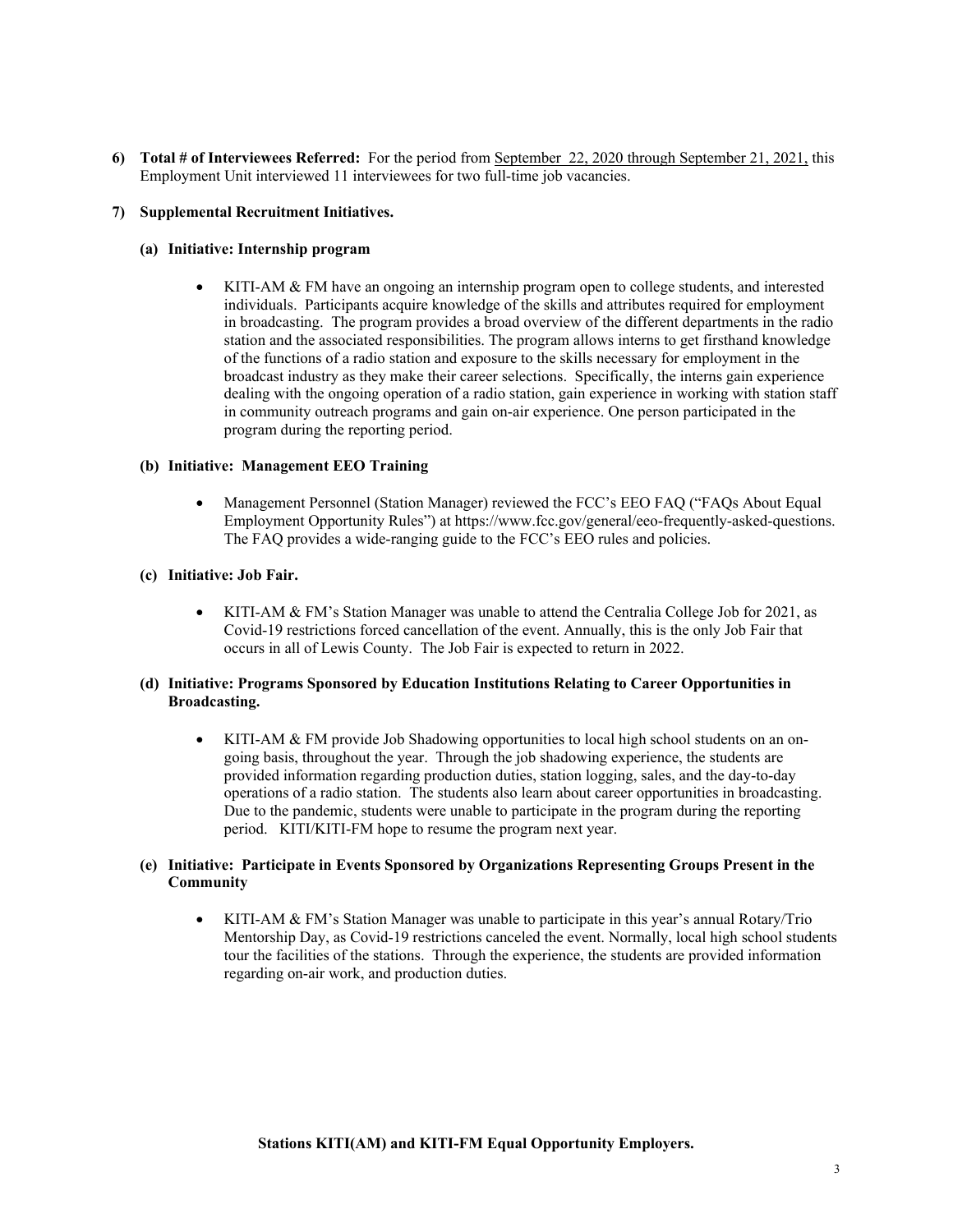**6) Total # of Interviewees Referred:** For the period from September 22, 2020 through September 21, 2021, this Employment Unit interviewed 11 interviewees for two full-time job vacancies.

**7) Supplemental Recruitment Initiatives.**

**(a) Initiative: Internship program**

- KITI-AM & FM have an ongoing an internship program open to college students, and interested individuals. Participants acquire knowledge of the skills and attributes required for employment in broadcasting. The program provides a broad overview of the different departments in the radio station and the associated responsibilities. The program allows interns to get firsthand knowledge of the functions of a radio station and exposure to the skills necessary for employment in the broadcast industry as they make their career selections. Specifically, the interns gain experience dealing with the ongoing operation of a radio station, gain experience in working with station staff in community outreach programs and gain on-air experience. One person participated in the program during the reporting period.

**(b) Initiative: Management EEO Training**

- Management Personnel (Station Manager) reviewed the FCC's EEO FAQ ("FAQs About Equal Employment Opportunity Rules") at https://www.fcc.gov/general/eeo-frequently-asked-questions. The FAQ provides a wide-ranging guide to the FCC's EEO rules and policies.

**(c) Initiative: Job Fair.**

- KITI-AM & FM's Station Manager was unable to attend the Centralia College Job for 2021, as Covid-19 restrictions forced cancellation of the event. Annually, this is the only Job Fair that occurs in all of Lewis County. The Job Fair is expected to return in 2022.

**(d) Initiative: Programs Sponsored by Education Institutions Relating to Career Opportunities in Broadcasting.**

- KITI-AM & FM provide Job Shadowing opportunities to local high school students on an on-going basis, throughout the year. Through the job shadowing experience, the students are provided information regarding production duties, station logging, sales, and the day-to-day operations of a radio station. The students also learn about career opportunities in broadcasting. Due to the pandemic, students were unable to participate in the program during the reporting period. KITI/KITI-FM hope to resume the program next year.

**(e) Initiative: Participate in Events Sponsored by Organizations Representing Groups Present in the Community**

- KITI-AM & FM's Station Manager was unable to participate in this year's annual Rotary/Trio Mentorship Day, as Covid-19 restrictions canceled the event. Normally, local high school students tour the facilities of the stations. Through the experience, the students are provided information regarding on-air work, and production duties.

**Stations KITI(AM) and KITI-FM Equal Opportunity Employers.**